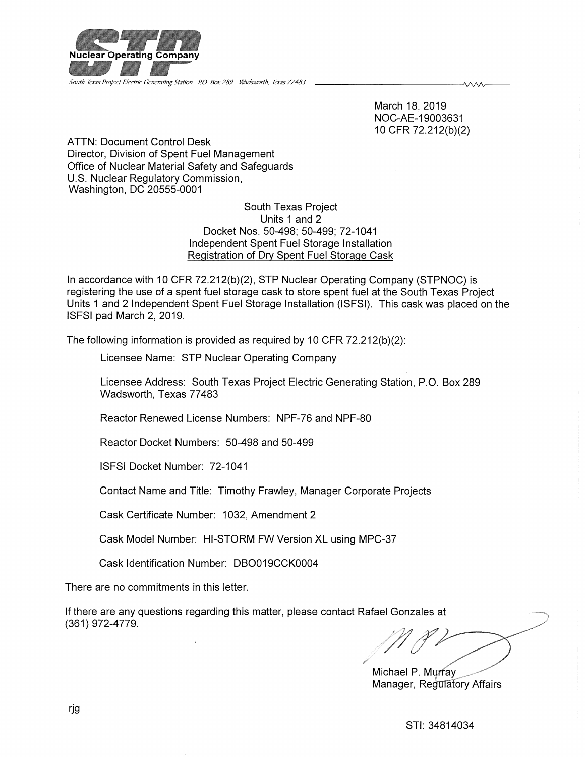**STP Nuclear Operating Company**

*South Texas Project Electric Generating Station P.O. Box 289 Wadsworth, Texas 77483*

March 18, 2019
NOC-AE-19003631
10 CFR 72.212(b)(2)

ATTN: Document Control Desk
Director, Division of Spent Fuel Management
Office of Nuclear Material Safety and Safeguards
U.S. Nuclear Regulatory Commission,
Washington, DC 20555-0001

South Texas Project
Units 1 and 2
Docket Nos. 50-498; 50-499; 72-1041
Independent Spent Fuel Storage Installation
Registration of Dry Spent Fuel Storage Cask

In accordance with 10 CFR 72.212(b)(2), STP Nuclear Operating Company (STPNOC) is registering the use of a spent fuel storage cask to store spent fuel at the South Texas Project Units 1 and 2 Independent Spent Fuel Storage Installation (ISFSI). This cask was placed on the ISFSI pad March 2, 2019.

The following information is provided as required by 10 CFR 72.212(b)(2):

Licensee Name: STP Nuclear Operating Company

Licensee Address: South Texas Project Electric Generating Station, P.O. Box 289 Wadsworth, Texas 77483

Reactor Renewed License Numbers: NPF-76 and NPF-80

Reactor Docket Numbers: 50-498 and 50-499

ISFSI Docket Number: 72-1041

Contact Name and Title: Timothy Frawley, Manager Corporate Projects

Cask Certificate Number: 1032, Amendment 2

Cask Model Number: HI-STORM FW Version XL using MPC-37

Cask Identification Number: DBO019CCK0004

There are no commitments in this letter.

If there are any questions regarding this matter, please contact Rafael Gonzales at (361) 972-4779.

Michael P. Murray
Manager, Regulatory Affairs

rjg

STI: 34814034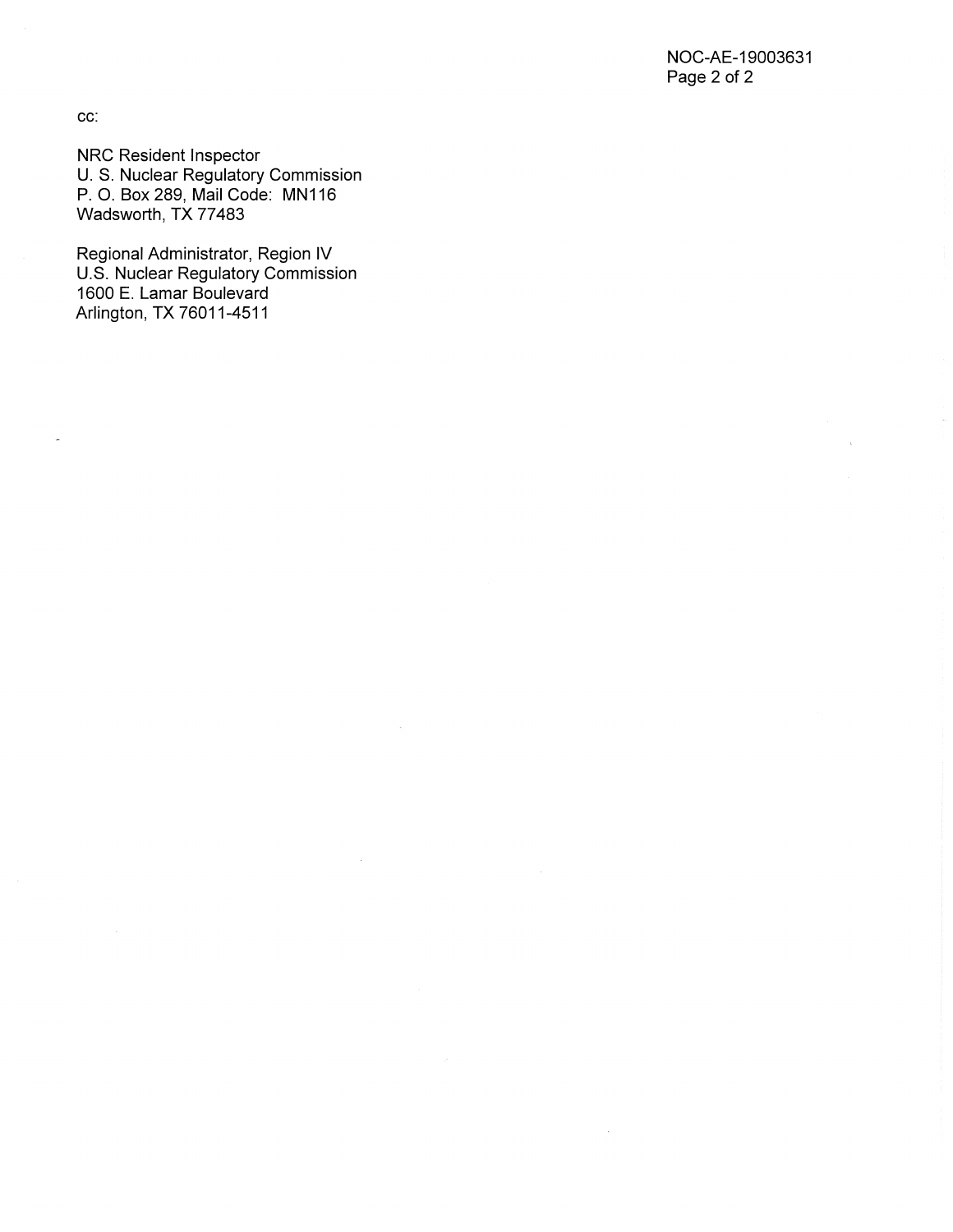cc:

NRC Resident Inspector
U. S. Nuclear Regulatory Commission
P. O. Box 289, Mail Code: MN116
Wadsworth, TX 77483

Regional Administrator, Region IV
U.S. Nuclear Regulatory Commission
1600 E. Lamar Boulevard
Arlington, TX 76011-4511